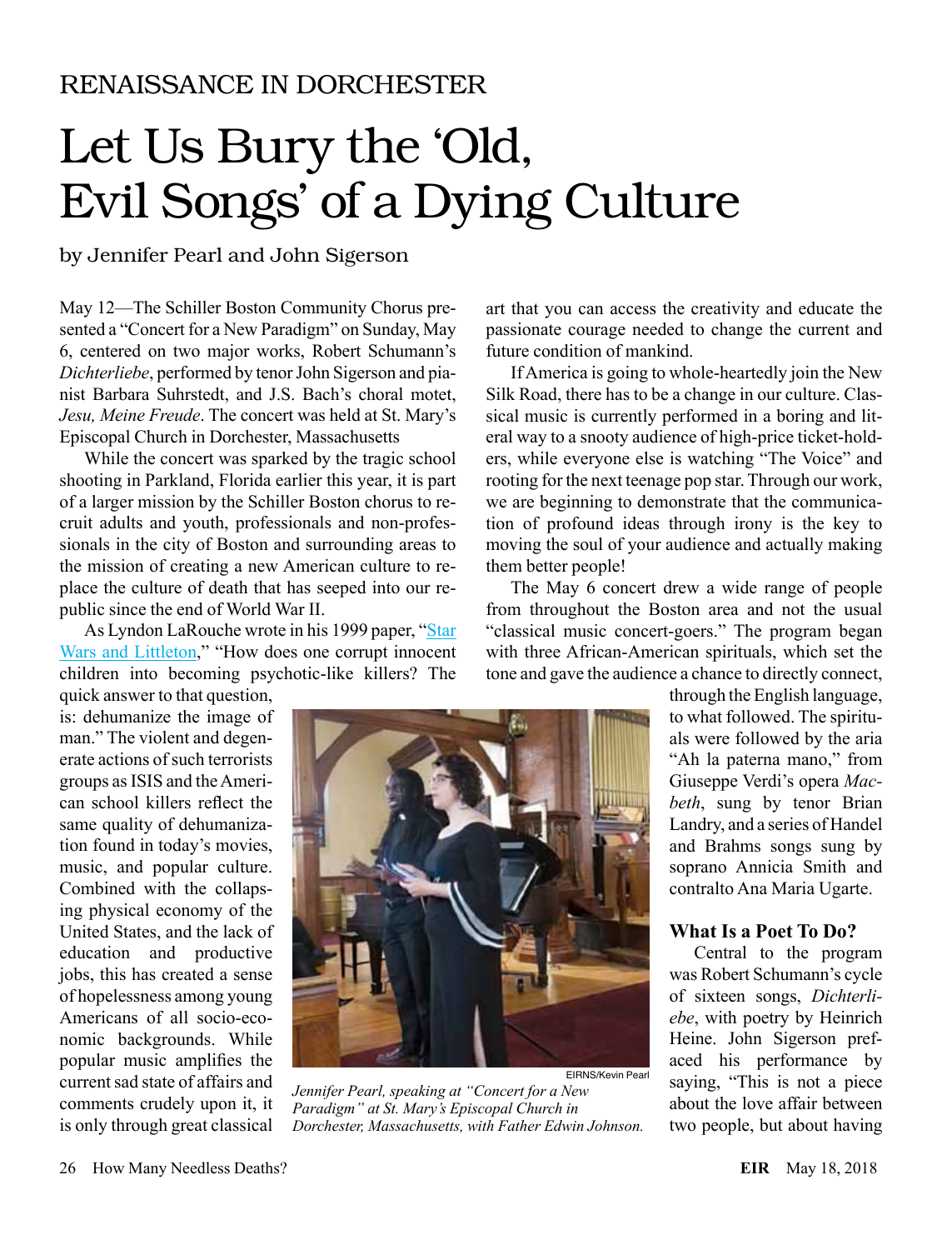RENAISSANCE IN DORCHESTER

# Let Us Bury the 'Old, Evil Songs' of a Dying Culture

by Jennifer Pearl and John Sigerson

May 12—The Schiller Boston Community Chorus presented a "Concert for a New Paradigm" on Sunday, May 6, centered on two major works, Robert Schumann's *Dichterliebe*, performed by tenor John Sigerson and pianist Barbara Suhrstedt, and J.S. Bach's choral motet, *Jesu, Meine Freude*. The concert was held at St. Mary's Episcopal Church in Dorchester, Massachusetts

While the concert was sparked by the tragic school shooting in Parkland, Florida earlier this year, it is part of a larger mission by the Schiller Boston chorus to recruit adults and youth, professionals and non-professionals in the city of Boston and surrounding areas to the mission of creating a new American culture to replace the culture of death that has seeped into our republic since the end of World War II.

As Lyndon LaRouche wrote in his 1999 paper, "Star Wars and Littleton," "How does one corrupt innocent children into becoming psychotic-like killers? The quick answer to that question, is: dehumanize the image of man." The violent and degenerate actions of such terrorists groups as ISIS and the American school killers reflect the same quality of dehumanization found in today's movies, music, and popular culture. Combined with the collapsing physical economy of the United States, and the lack of education and productive jobs, this has created a sense of hopelessness among young Americans of all socio-economic backgrounds. While popular music amplifies the current sad state of affairs and comments crudely upon it, it is only through great classical art that you can access the creativity and educate the passionate courage needed to change the current and future condition of mankind.

EIRNS/Kevin Pearl

*Jennifer Pearl, speaking at "Concert for a New Paradigm" at St. Mary's Episcopal Church in Dorchester, Massachusetts, with Father Edwin Johnson.*

If America is going to whole-heartedly join the New Silk Road, there has to be a change in our culture. Classical music is currently performed in a boring and literal way to a snooty audience of high-price ticket-holders, while everyone else is watching "The Voice" and rooting for the next teenage pop star. Through our work, we are beginning to demonstrate that the communication of profound ideas through irony is the key to moving the soul of your audience and actually making them better people!

The May 6 concert drew a wide range of people from throughout the Boston area and not the usual "classical music concert-goers." The program began with three African-American spirituals, which set the tone and gave the audience a chance to directly connect, through the English language, to what followed. The spirituals were followed by the aria "Ah la paterna mano," from Giuseppe Verdi's opera *Macbeth*, sung by tenor Brian Landry, and a series of Handel and Brahms songs sung by soprano Annicia Smith and contralto Ana Maria Ugarte.

### What Is a Poet To Do?

Central to the program was Robert Schumann's cycle of sixteen songs, *Dichterliebe*, with poetry by Heinrich Heine. John Sigerson prefaced his performance by saying, "This is not a piece about the love affair between two people, but about having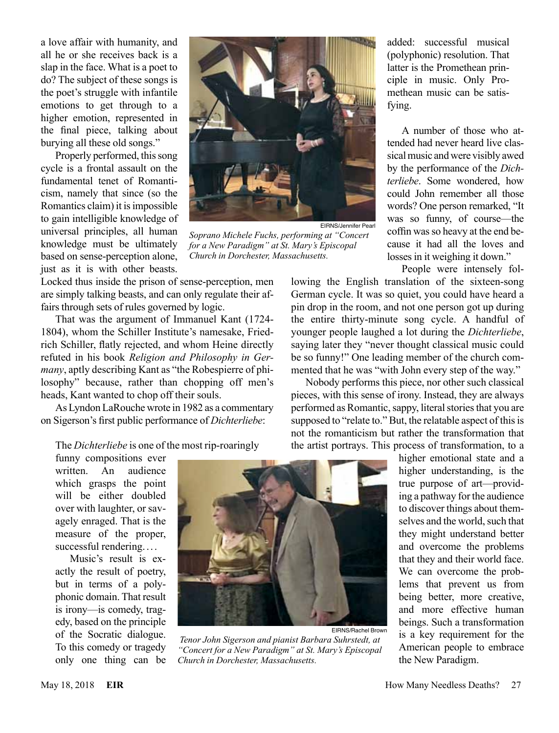a love affair with humanity, and all he or she receives back is a slap in the face. What is a poet to do? The subject of these songs is the poet's struggle with infantile emotions to get through to a higher emotion, represented in the final piece, talking about burying all these old songs."

Properly performed, this song cycle is a frontal assault on the fundamental tenet of Romanticism, namely that since (so the Romantics claim) it is impossible to gain intelligible knowledge of universal principles, all human knowledge must be ultimately based on sense-perception alone, just as it is with other beasts. Locked thus inside the prison of sense-perception, men are simply talking beasts, and can only regulate their affairs through sets of rules governed by logic.

That was the argument of Immanuel Kant (1724-1804), whom the Schiller Institute's namesake, Friedrich Schiller, flatly rejected, and whom Heine directly refuted in his book *Religion and Philosophy in Germany*, aptly describing Kant as "the Robespierre of philosophy" because, rather than chopping off men's heads, Kant wanted to chop off their souls.

As Lyndon LaRouche wrote in 1982 as a commentary on Sigerson's first public performance of *Dichterliebe*:

> The *Dichterliebe* is one of the most rip-roaringly funny compositions ever written. An audience which grasps the point will be either doubled over with laughter, or savagely enraged. That is the measure of the proper, successful rendering. . . .
>
> Music's result is exactly the result of poetry, but in terms of a polyphonic domain. That result is irony—is comedy, tragedy, based on the principle of the Socratic dialogue. To this comedy or tragedy only one thing can be added: successful musical (polyphonic) resolution. That latter is the Promethean principle in music. Only Promethean music can be satisfying.

EIRNS/Jennifer Pearl

*Soprano Michele Fuchs, performing at "Concert for a New Paradigm" at St. Mary's Episcopal Church in Dorchester, Massachusetts.*

A number of those who attended had never heard live classical music and were visibly awed by the performance of the *Dichterliebe*. Some wondered, how could John remember all those words? One person remarked, "It was so funny, of course—the coffin was so heavy at the end because it had all the loves and losses in it weighing it down."

People were intensely following the English translation of the sixteen-song German cycle. It was so quiet, you could have heard a pin drop in the room, and not one person got up during the entire thirty-minute song cycle. A handful of younger people laughed a lot during the *Dichterliebe*, saying later they "never thought classical music could be so funny!" One leading member of the church commented that he was "with John every step of the way."

Nobody performs this piece, nor other such classical pieces, with this sense of irony. Instead, they are always performed as Romantic, sappy, literal stories that you are supposed to "relate to." But, the relatable aspect of this is not the romanticism but rather the transformation that the artist portrays. This process of transformation, to a higher emotional state and a higher understanding, is the true purpose of art—providing a pathway for the audience to discover things about themselves and the world, such that they might understand better and overcome the problems that they and their world face. We can overcome the problems that prevent us from being better, more creative, and more effective human beings. Such a transformation is a key requirement for the American people to embrace the New Paradigm.

EIRNS/Rachel Brown

*Tenor John Sigerson and pianist Barbara Suhrstedt, at "Concert for a New Paradigm" at St. Mary's Episcopal Church in Dorchester, Massachusetts.*